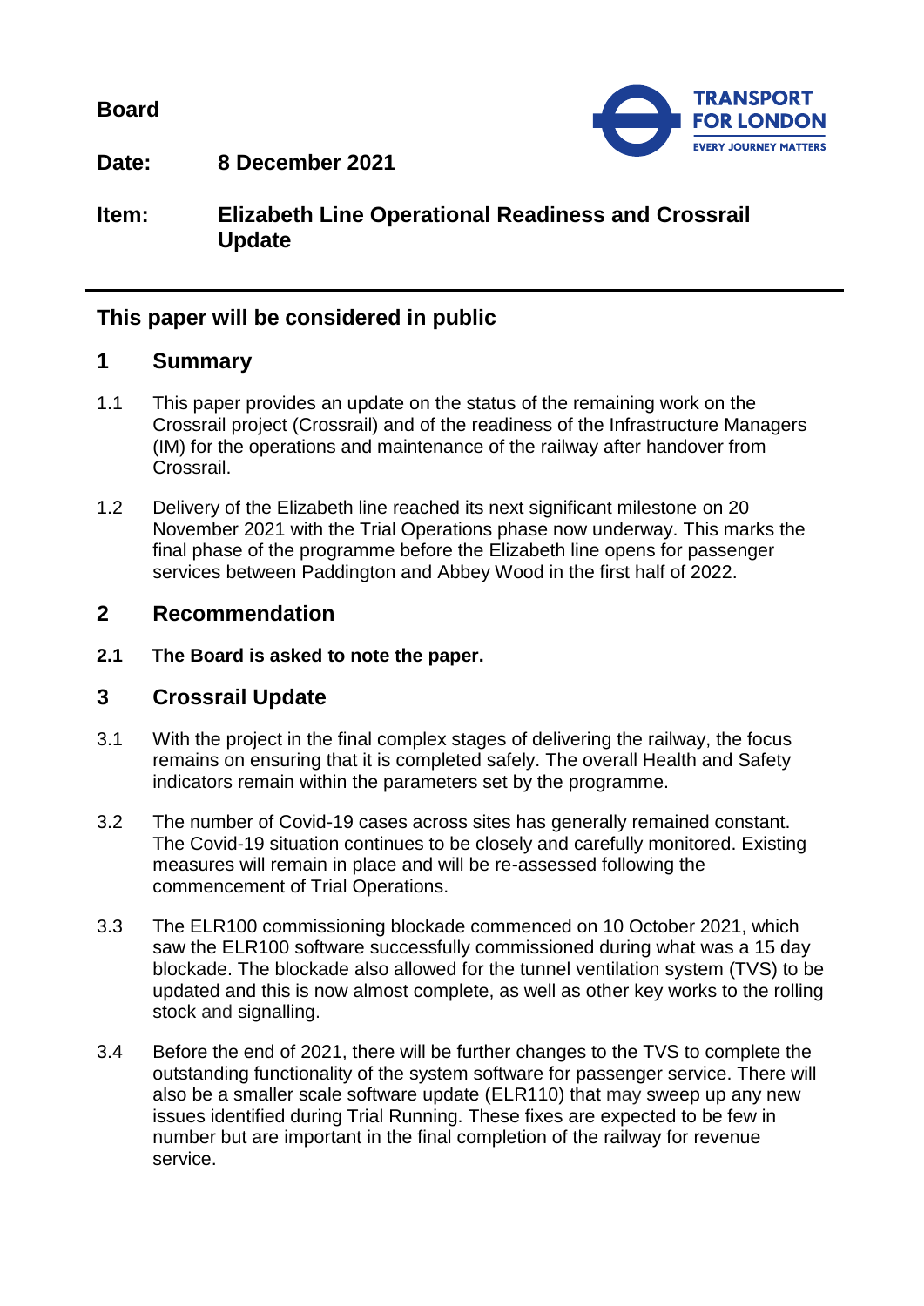**Board**

**Date:** **8 December 2021**

**Item:** **Elizabeth Line Operational Readiness and Crossrail Update**

---

## This paper will be considered in public

## 1 Summary

1.1 This paper provides an update on the status of the remaining work on the Crossrail project (Crossrail) and of the readiness of the Infrastructure Managers (IM) for the operations and maintenance of the railway after handover from Crossrail.

1.2 Delivery of the Elizabeth line reached its next significant milestone on 20 November 2021 with the Trial Operations phase now underway. This marks the final phase of the programme before the Elizabeth line opens for passenger services between Paddington and Abbey Wood in the first half of 2022.

## 2 Recommendation

**2.1 The Board is asked to note the paper.**

## 3 Crossrail Update

3.1 With the project in the final complex stages of delivering the railway, the focus remains on ensuring that it is completed safely. The overall Health and Safety indicators remain within the parameters set by the programme.

3.2 The number of Covid-19 cases across sites has generally remained constant. The Covid-19 situation continues to be closely and carefully monitored. Existing measures will remain in place and will be re-assessed following the commencement of Trial Operations.

3.3 The ELR100 commissioning blockade commenced on 10 October 2021, which saw the ELR100 software successfully commissioned during what was a 15 day blockade. The blockade also allowed for the tunnel ventilation system (TVS) to be updated and this is now almost complete, as well as other key works to the rolling stock and signalling.

3.4 Before the end of 2021, there will be further changes to the TVS to complete the outstanding functionality of the system software for passenger service. There will also be a smaller scale software update (ELR110) that may sweep up any new issues identified during Trial Running. These fixes are expected to be few in number but are important in the final completion of the railway for revenue service.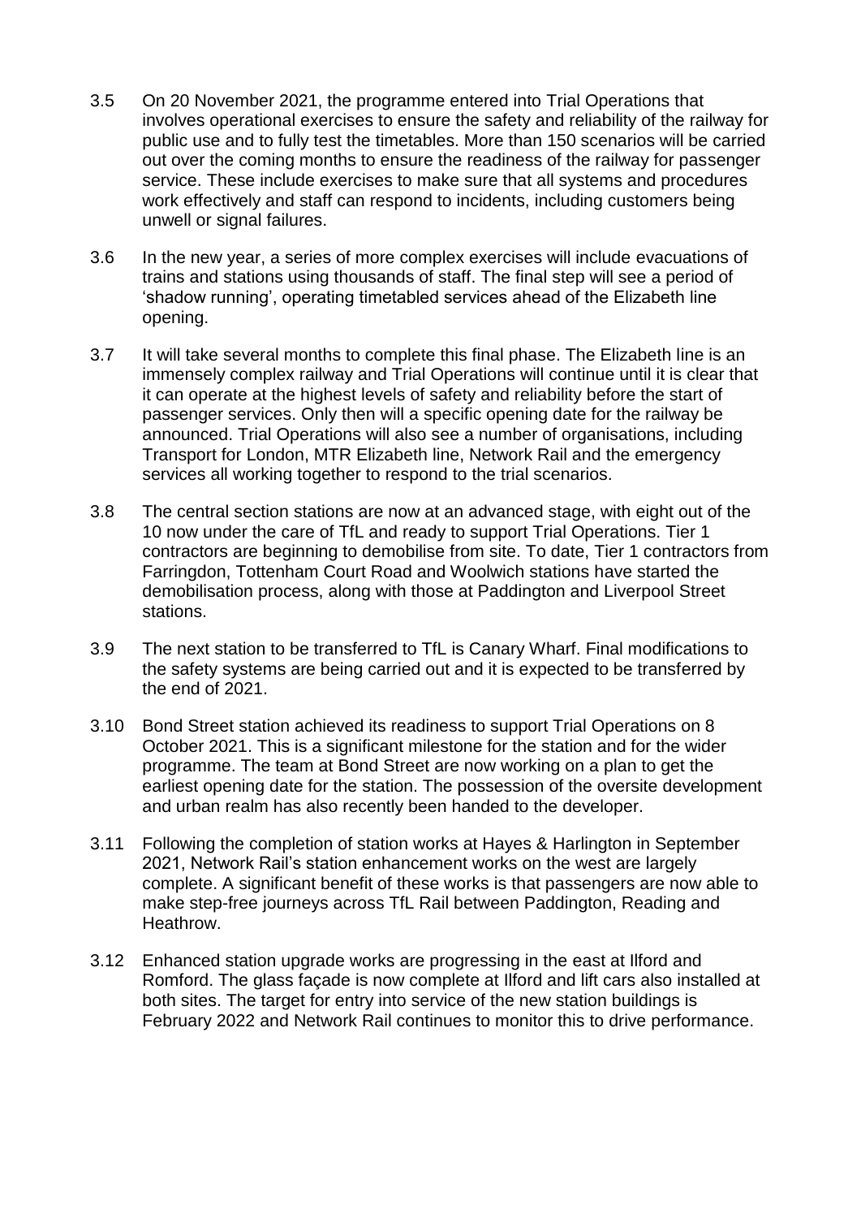3.5 On 20 November 2021, the programme entered into Trial Operations that involves operational exercises to ensure the safety and reliability of the railway for public use and to fully test the timetables. More than 150 scenarios will be carried out over the coming months to ensure the readiness of the railway for passenger service. These include exercises to make sure that all systems and procedures work effectively and staff can respond to incidents, including customers being unwell or signal failures.

3.6 In the new year, a series of more complex exercises will include evacuations of trains and stations using thousands of staff. The final step will see a period of 'shadow running', operating timetabled services ahead of the Elizabeth line opening.

3.7 It will take several months to complete this final phase. The Elizabeth line is an immensely complex railway and Trial Operations will continue until it is clear that it can operate at the highest levels of safety and reliability before the start of passenger services. Only then will a specific opening date for the railway be announced. Trial Operations will also see a number of organisations, including Transport for London, MTR Elizabeth line, Network Rail and the emergency services all working together to respond to the trial scenarios.

3.8 The central section stations are now at an advanced stage, with eight out of the 10 now under the care of TfL and ready to support Trial Operations. Tier 1 contractors are beginning to demobilise from site. To date, Tier 1 contractors from Farringdon, Tottenham Court Road and Woolwich stations have started the demobilisation process, along with those at Paddington and Liverpool Street stations.

3.9 The next station to be transferred to TfL is Canary Wharf. Final modifications to the safety systems are being carried out and it is expected to be transferred by the end of 2021.

3.10 Bond Street station achieved its readiness to support Trial Operations on 8 October 2021. This is a significant milestone for the station and for the wider programme. The team at Bond Street are now working on a plan to get the earliest opening date for the station. The possession of the oversite development and urban realm has also recently been handed to the developer.

3.11 Following the completion of station works at Hayes & Harlington in September 2021, Network Rail's station enhancement works on the west are largely complete. A significant benefit of these works is that passengers are now able to make step-free journeys across TfL Rail between Paddington, Reading and Heathrow.

3.12 Enhanced station upgrade works are progressing in the east at Ilford and Romford. The glass façade is now complete at Ilford and lift cars also installed at both sites. The target for entry into service of the new station buildings is February 2022 and Network Rail continues to monitor this to drive performance.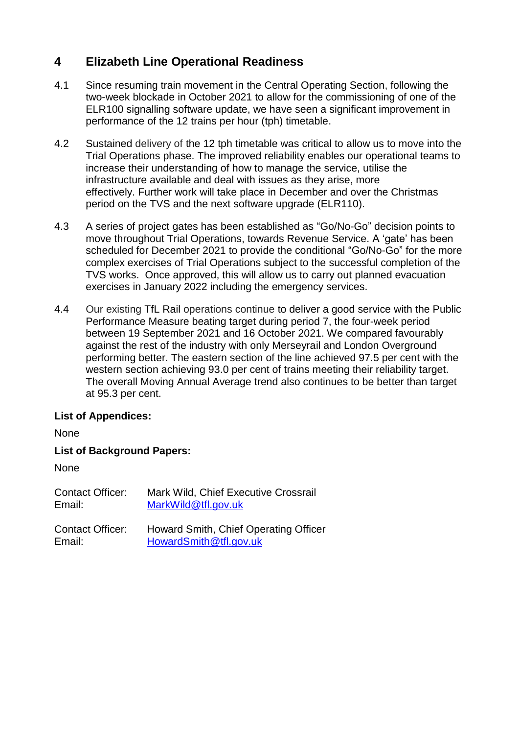## 4 Elizabeth Line Operational Readiness

4.1 Since resuming train movement in the Central Operating Section, following the two-week blockade in October 2021 to allow for the commissioning of one of the ELR100 signalling software update, we have seen a significant improvement in performance of the 12 trains per hour (tph) timetable.

4.2 Sustained delivery of the 12 tph timetable was critical to allow us to move into the Trial Operations phase. The improved reliability enables our operational teams to increase their understanding of how to manage the service, utilise the infrastructure available and deal with issues as they arise, more effectively. Further work will take place in December and over the Christmas period on the TVS and the next software upgrade (ELR110).

4.3 A series of project gates has been established as "Go/No-Go" decision points to move throughout Trial Operations, towards Revenue Service. A 'gate' has been scheduled for December 2021 to provide the conditional "Go/No-Go" for the more complex exercises of Trial Operations subject to the successful completion of the TVS works. Once approved, this will allow us to carry out planned evacuation exercises in January 2022 including the emergency services.

4.4 Our existing TfL Rail operations continue to deliver a good service with the Public Performance Measure beating target during period 7, the four-week period between 19 September 2021 and 16 October 2021. We compared favourably against the rest of the industry with only Merseyrail and London Overground performing better. The eastern section of the line achieved 97.5 per cent with the western section achieving 93.0 per cent of trains meeting their reliability target. The overall Moving Annual Average trend also continues to be better than target at 95.3 per cent.

**List of Appendices:**

None

**List of Background Papers:**

None

Contact Officer: Mark Wild, Chief Executive Crossrail
Email: MarkWild@tfl.gov.uk

Contact Officer: Howard Smith, Chief Operating Officer
Email: HowardSmith@tfl.gov.uk